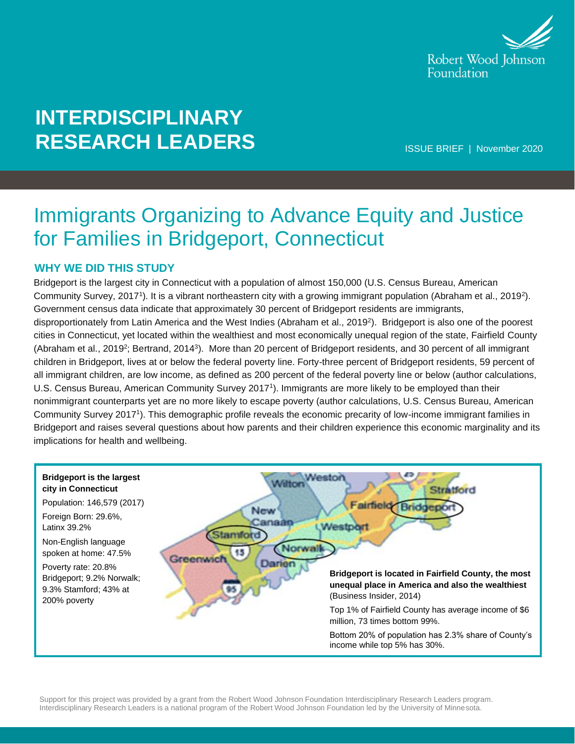Robert Wood Johnson Foundation

# INTERDISCIPLINARY RESEARCH LEADERS

ISSUE BRIEF | November 2020

# Immigrants Organizing to Advance Equity and Justice for Families in Bridgeport, Connecticut

## WHY WE DID THIS STUDY

Bridgeport is the largest city in Connecticut with a population of almost 150,000 (U.S. Census Bureau, American Community Survey, 2017[1]). It is a vibrant northeastern city with a growing immigrant population (Abraham et al., 2019[2]). Government census data indicate that approximately 30 percent of Bridgeport residents are immigrants, disproportionately from Latin America and the West Indies (Abraham et al., 2019[2]). Bridgeport is also one of the poorest cities in Connecticut, yet located within the wealthiest and most economically unequal region of the state, Fairfield County (Abraham et al., 2019[2]; Bertrand, 2014[3]). More than 20 percent of Bridgeport residents, and 30 percent of all immigrant children in Bridgeport, lives at or below the federal poverty line. Forty-three percent of Bridgeport residents, 59 percent of all immigrant children, are low income, as defined as 200 percent of the federal poverty line or below (author calculations, U.S. Census Bureau, American Community Survey 2017[1]). Immigrants are more likely to be employed than their nonimmigrant counterparts yet are no more likely to escape poverty (author calculations, U.S. Census Bureau, American Community Survey 2017[1]). This demographic profile reveals the economic precarity of low-income immigrant families in Bridgeport and raises several questions about how parents and their children experience this economic marginality and its implications for health and wellbeing.

**Bridgeport is the largest city in Connecticut**

Population: 146,579 (2017)

Foreign Born: 29.6%, Latinx 39.2%

Non-English language spoken at home: 47.5%

Poverty rate: 20.8% Bridgeport; 9.2% Norwalk; 9.3% Stamford; 43% at 200% poverty

**Bridgeport is located in Fairfield County, the most unequal place in America and also the wealthiest** (Business Insider, 2014)

Top 1% of Fairfield County has average income of $6 million, 73 times bottom 99%.

Bottom 20% of population has 2.3% share of County's income while top 5% has 30%.

Support for this project was provided by a grant from the Robert Wood Johnson Foundation Interdisciplinary Research Leaders program. Interdisciplinary Research Leaders is a national program of the Robert Wood Johnson Foundation led by the University of Minnesota.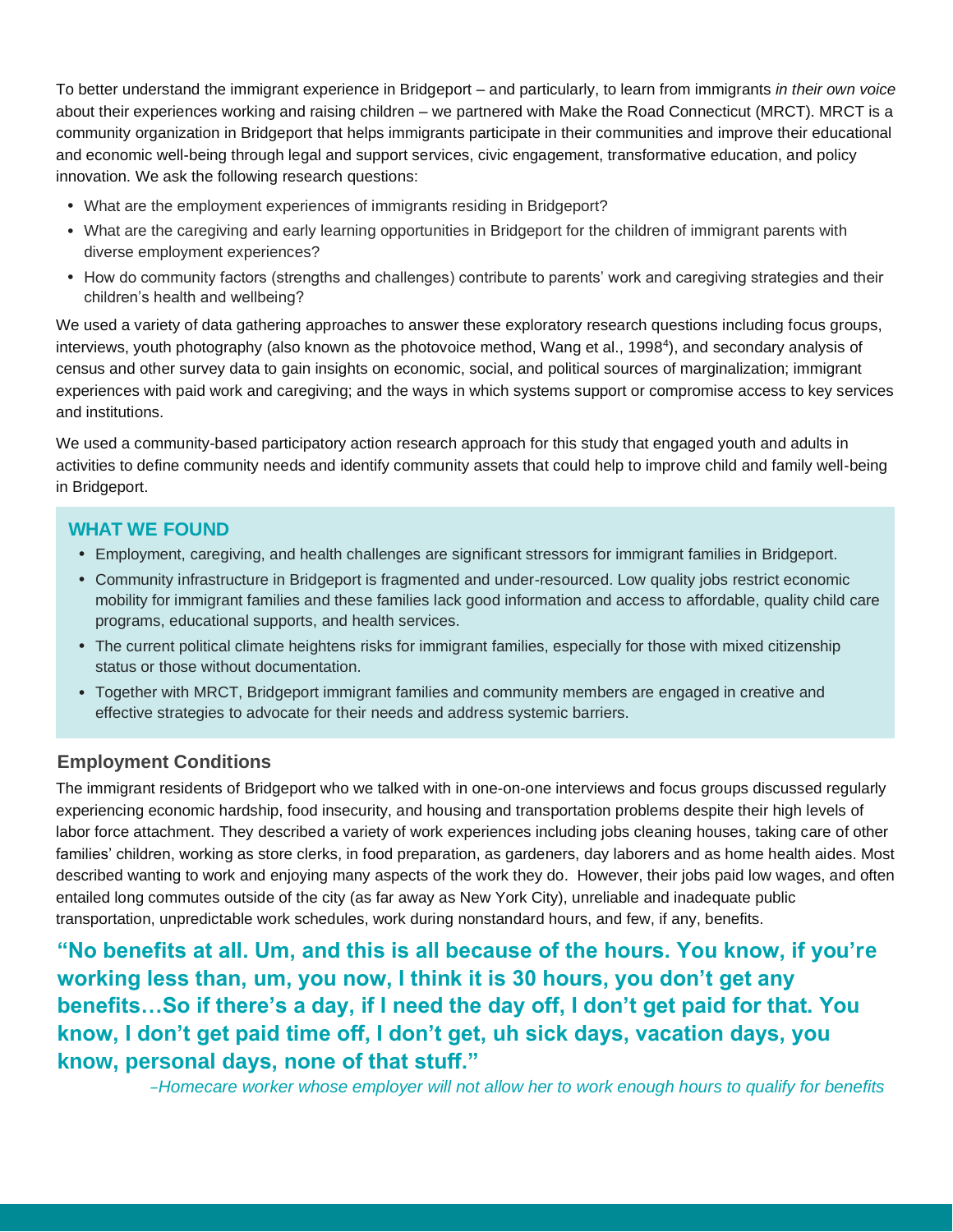To better understand the immigrant experience in Bridgeport – and particularly, to learn from immigrants *in their own voice* about their experiences working and raising children – we partnered with Make the Road Connecticut (MRCT). MRCT is a community organization in Bridgeport that helps immigrants participate in their communities and improve their educational and economic well-being through legal and support services, civic engagement, transformative education, and policy innovation. We ask the following research questions:

- What are the employment experiences of immigrants residing in Bridgeport?
- What are the caregiving and early learning opportunities in Bridgeport for the children of immigrant parents with diverse employment experiences?
- How do community factors (strengths and challenges) contribute to parents' work and caregiving strategies and their children's health and wellbeing?

We used a variety of data gathering approaches to answer these exploratory research questions including focus groups, interviews, youth photography (also known as the photovoice method, Wang et al., 1998[4]), and secondary analysis of census and other survey data to gain insights on economic, social, and political sources of marginalization; immigrant experiences with paid work and caregiving; and the ways in which systems support or compromise access to key services and institutions.

We used a community-based participatory action research approach for this study that engaged youth and adults in activities to define community needs and identify community assets that could help to improve child and family well-being in Bridgeport.

## WHAT WE FOUND

- Employment, caregiving, and health challenges are significant stressors for immigrant families in Bridgeport.
- Community infrastructure in Bridgeport is fragmented and under-resourced. Low quality jobs restrict economic mobility for immigrant families and these families lack good information and access to affordable, quality child care programs, educational supports, and health services.
- The current political climate heightens risks for immigrant families, especially for those with mixed citizenship status or those without documentation.
- Together with MRCT, Bridgeport immigrant families and community members are engaged in creative and effective strategies to advocate for their needs and address systemic barriers.

### Employment Conditions

The immigrant residents of Bridgeport who we talked with in one-on-one interviews and focus groups discussed regularly experiencing economic hardship, food insecurity, and housing and transportation problems despite their high levels of labor force attachment. They described a variety of work experiences including jobs cleaning houses, taking care of other families' children, working as store clerks, in food preparation, as gardeners, day laborers and as home health aides. Most described wanting to work and enjoying many aspects of the work they do. However, their jobs paid low wages, and often entailed long commutes outside of the city (as far away as New York City), unreliable and inadequate public transportation, unpredictable work schedules, work during nonstandard hours, and few, if any, benefits.

> **"No benefits at all. Um, and this is all because of the hours. You know, if you're working less than, um, you now, I think it is 30 hours, you don't get any benefits…So if there's a day, if I need the day off, I don't get paid for that. You know, I don't get paid time off, I don't get, uh sick days, vacation days, you know, personal days, none of that stuff."**
>
> *–Homecare worker whose employer will not allow her to work enough hours to qualify for benefits*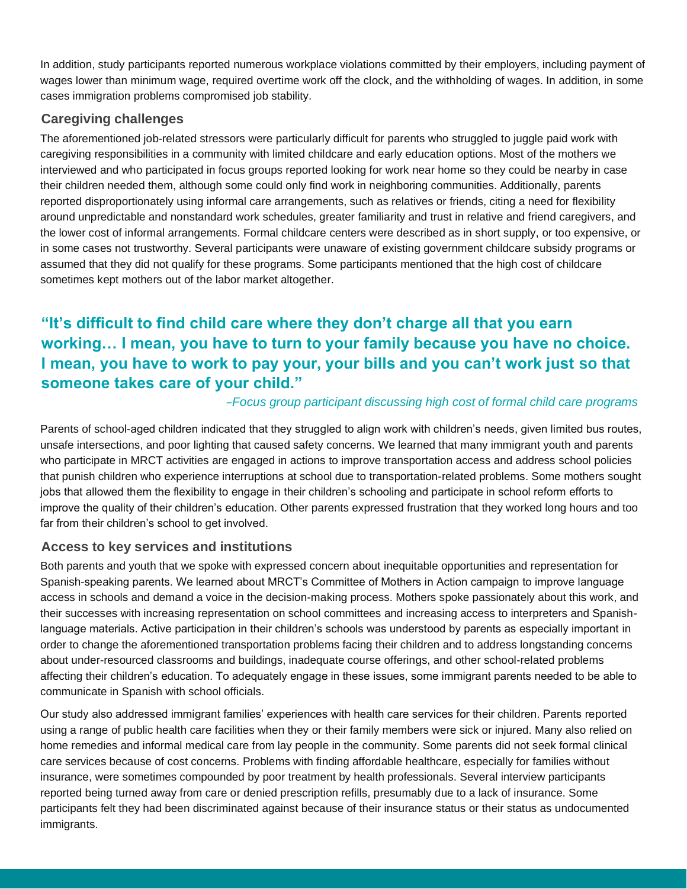In addition, study participants reported numerous workplace violations committed by their employers, including payment of wages lower than minimum wage, required overtime work off the clock, and the withholding of wages. In addition, in some cases immigration problems compromised job stability.

### Caregiving challenges

The aforementioned job-related stressors were particularly difficult for parents who struggled to juggle paid work with caregiving responsibilities in a community with limited childcare and early education options. Most of the mothers we interviewed and who participated in focus groups reported looking for work near home so they could be nearby in case their children needed them, although some could only find work in neighboring communities. Additionally, parents reported disproportionately using informal care arrangements, such as relatives or friends, citing a need for flexibility around unpredictable and nonstandard work schedules, greater familiarity and trust in relative and friend caregivers, and the lower cost of informal arrangements. Formal childcare centers were described as in short supply, or too expensive, or in some cases not trustworthy. Several participants were unaware of existing government childcare subsidy programs or assumed that they did not qualify for these programs. Some participants mentioned that the high cost of childcare sometimes kept mothers out of the labor market altogether.

> **"It's difficult to find child care where they don't charge all that you earn working… I mean, you have to turn to your family because you have no choice. I mean, you have to work to pay your, your bills and you can't work just so that someone takes care of your child."**
>
> *–Focus group participant discussing high cost of formal child care programs*

Parents of school-aged children indicated that they struggled to align work with children's needs, given limited bus routes, unsafe intersections, and poor lighting that caused safety concerns. We learned that many immigrant youth and parents who participate in MRCT activities are engaged in actions to improve transportation access and address school policies that punish children who experience interruptions at school due to transportation-related problems. Some mothers sought jobs that allowed them the flexibility to engage in their children's schooling and participate in school reform efforts to improve the quality of their children's education. Other parents expressed frustration that they worked long hours and too far from their children's school to get involved.

### Access to key services and institutions

Both parents and youth that we spoke with expressed concern about inequitable opportunities and representation for Spanish-speaking parents. We learned about MRCT's Committee of Mothers in Action campaign to improve language access in schools and demand a voice in the decision-making process. Mothers spoke passionately about this work, and their successes with increasing representation on school committees and increasing access to interpreters and Spanish-language materials. Active participation in their children's schools was understood by parents as especially important in order to change the aforementioned transportation problems facing their children and to address longstanding concerns about under-resourced classrooms and buildings, inadequate course offerings, and other school-related problems affecting their children's education. To adequately engage in these issues, some immigrant parents needed to be able to communicate in Spanish with school officials.

Our study also addressed immigrant families' experiences with health care services for their children. Parents reported using a range of public health care facilities when they or their family members were sick or injured. Many also relied on home remedies and informal medical care from lay people in the community. Some parents did not seek formal clinical care services because of cost concerns. Problems with finding affordable healthcare, especially for families without insurance, were sometimes compounded by poor treatment by health professionals. Several interview participants reported being turned away from care or denied prescription refills, presumably due to a lack of insurance. Some participants felt they had been discriminated against because of their insurance status or their status as undocumented immigrants.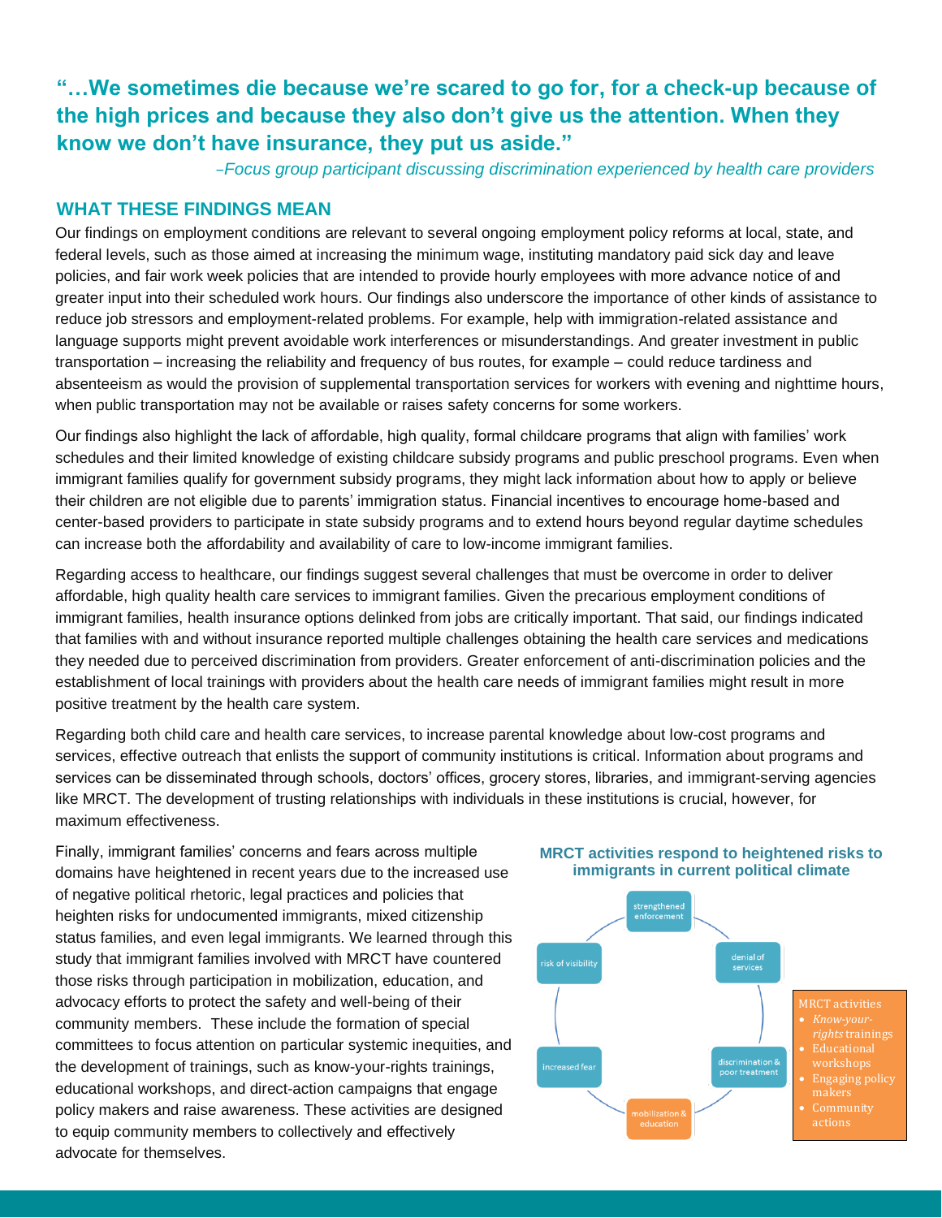**"…We sometimes die because we're scared to go for, for a check-up because of the high prices and because they also don't give us the attention. When they know we don't have insurance, they put us aside."**

*–Focus group participant discussing discrimination experienced by health care providers*

## WHAT THESE FINDINGS MEAN

Our findings on employment conditions are relevant to several ongoing employment policy reforms at local, state, and federal levels, such as those aimed at increasing the minimum wage, instituting mandatory paid sick day and leave policies, and fair work week policies that are intended to provide hourly employees with more advance notice of and greater input into their scheduled work hours. Our findings also underscore the importance of other kinds of assistance to reduce job stressors and employment-related problems. For example, help with immigration-related assistance and language supports might prevent avoidable work interferences or misunderstandings. And greater investment in public transportation – increasing the reliability and frequency of bus routes, for example – could reduce tardiness and absenteeism as would the provision of supplemental transportation services for workers with evening and nighttime hours, when public transportation may not be available or raises safety concerns for some workers.

Our findings also highlight the lack of affordable, high quality, formal childcare programs that align with families' work schedules and their limited knowledge of existing childcare subsidy programs and public preschool programs. Even when immigrant families qualify for government subsidy programs, they might lack information about how to apply or believe their children are not eligible due to parents' immigration status. Financial incentives to encourage home-based and center-based providers to participate in state subsidy programs and to extend hours beyond regular daytime schedules can increase both the affordability and availability of care to low-income immigrant families.

Regarding access to healthcare, our findings suggest several challenges that must be overcome in order to deliver affordable, high quality health care services to immigrant families. Given the precarious employment conditions of immigrant families, health insurance options delinked from jobs are critically important. That said, our findings indicated that families with and without insurance reported multiple challenges obtaining the health care services and medications they needed due to perceived discrimination from providers. Greater enforcement of anti-discrimination policies and the establishment of local trainings with providers about the health care needs of immigrant families might result in more positive treatment by the health care system.

Regarding both child care and health care services, to increase parental knowledge about low-cost programs and services, effective outreach that enlists the support of community institutions is critical. Information about programs and services can be disseminated through schools, doctors' offices, grocery stores, libraries, and immigrant-serving agencies like MRCT. The development of trusting relationships with individuals in these institutions is crucial, however, for maximum effectiveness.

Finally, immigrant families' concerns and fears across multiple domains have heightened in recent years due to the increased use of negative political rhetoric, legal practices and policies that heighten risks for undocumented immigrants, mixed citizenship status families, and even legal immigrants. We learned through this study that immigrant families involved with MRCT have countered those risks through participation in mobilization, education, and advocacy efforts to protect the safety and well-being of their community members. These include the formation of special committees to focus attention on particular systemic inequities, and the development of trainings, such as know-your-rights trainings, educational workshops, and direct-action campaigns that engage policy makers and raise awareness. These activities are designed to equip community members to collectively and effectively advocate for themselves.

**MRCT activities respond to heightened risks to immigrants in current political climate**

strengthened enforcement → denial of services → discrimination & poor treatment → mobilization & education → increased fear → risk of visibility

MRCT activities
- *Know-your-rights* trainings
- Educational workshops
- Engaging policy makers
- Community actions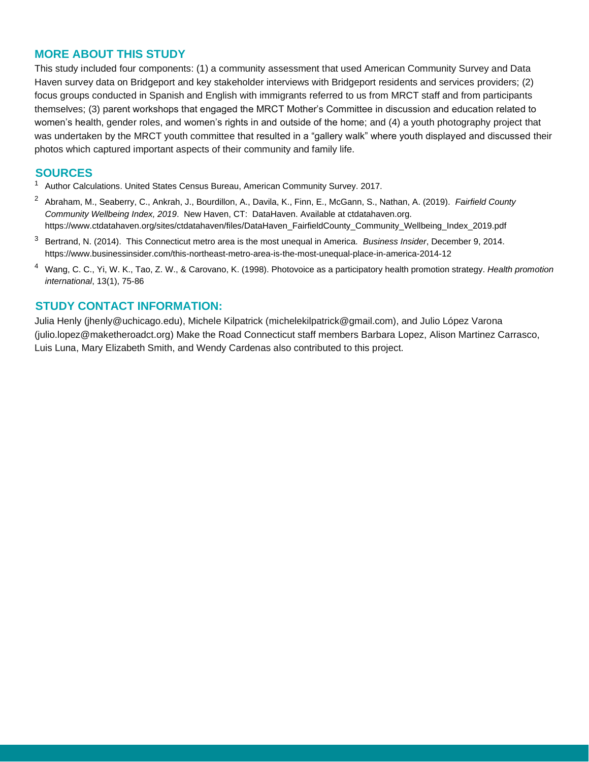## MORE ABOUT THIS STUDY

This study included four components: (1) a community assessment that used American Community Survey and Data Haven survey data on Bridgeport and key stakeholder interviews with Bridgeport residents and services providers; (2) focus groups conducted in Spanish and English with immigrants referred to us from MRCT staff and from participants themselves; (3) parent workshops that engaged the MRCT Mother's Committee in discussion and education related to women's health, gender roles, and women's rights in and outside of the home; and (4) a youth photography project that was undertaken by the MRCT youth committee that resulted in a "gallery walk" where youth displayed and discussed their photos which captured important aspects of their community and family life.

## SOURCES

1. Author Calculations. United States Census Bureau, American Community Survey. 2017.
2. Abraham, M., Seaberry, C., Ankrah, J., Bourdillon, A., Davila, K., Finn, E., McGann, S., Nathan, A. (2019). *Fairfield County Community Wellbeing Index, 2019*. New Haven, CT: DataHaven. Available at ctdatahaven.org. https://www.ctdatahaven.org/sites/ctdatahaven/files/DataHaven_FairfieldCounty_Community_Wellbeing_Index_2019.pdf
3. Bertrand, N. (2014). This Connecticut metro area is the most unequal in America. *Business Insider*, December 9, 2014. https://www.businessinsider.com/this-northeast-metro-area-is-the-most-unequal-place-in-america-2014-12
4. Wang, C. C., Yi, W. K., Tao, Z. W., & Carovano, K. (1998). Photovoice as a participatory health promotion strategy. *Health promotion international*, 13(1), 75-86

## STUDY CONTACT INFORMATION:

Julia Henly (jhenly@uchicago.edu), Michele Kilpatrick (michelekilpatrick@gmail.com), and Julio López Varona (julio.lopez@maketheroadct.org) Make the Road Connecticut staff members Barbara Lopez, Alison Martinez Carrasco, Luis Luna, Mary Elizabeth Smith, and Wendy Cardenas also contributed to this project.